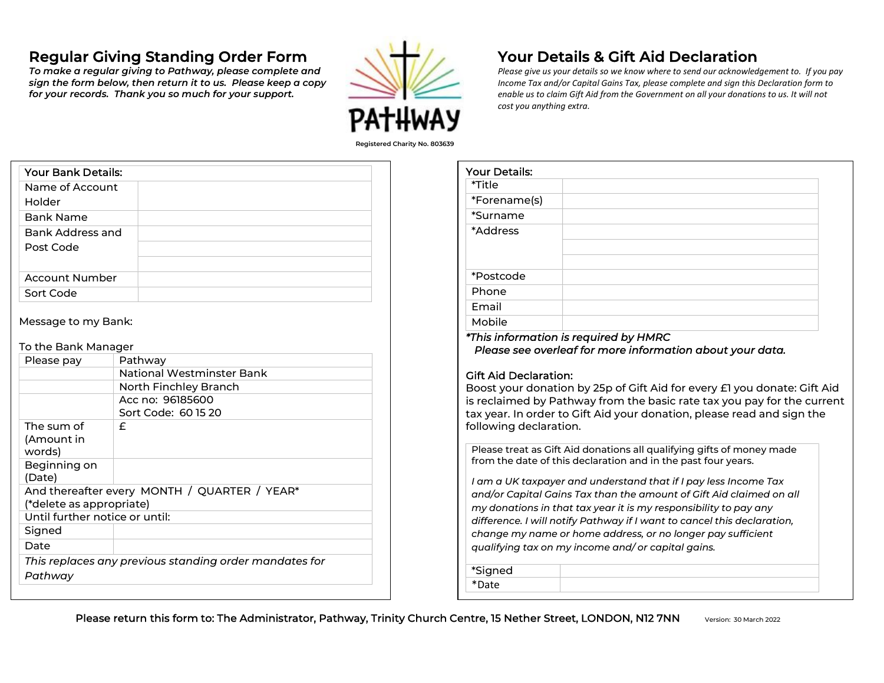## Regular Giving Standing Order Form

***To make a regular giving to Pathway, please complete and sign the form below, then return it to us. Please keep a copy for your records. Thank you so much for your support.***

PATHWAY

Registered Charity No. 803639

| Your Bank Details: | |
|---|---|
| Name of Account Holder | |
| Bank Name | |
| Bank Address and Post Code | |
| | |
| | |
| Account Number | |
| Sort Code | |

Message to my Bank:

To the Bank Manager

| Please pay | Pathway |
|---|---|
| | National Westminster Bank |
| | North Finchley Branch |
| | Acc no: 96185600<br>Sort Code: 60 15 20 |
| The sum of (Amount in words) | £ |
| Beginning on (Date) | |
| And thereafter every MONTH / QUARTER / YEAR* (*delete as appropriate) | |
| Until further notice or until: | |
| Signed | |
| Date | |
| *This replaces any previous standing order mandates for Pathway* | |

## Your Details & Gift Aid Declaration

*Please give us your details so we know where to send our acknowledgement to. If you pay Income Tax and/or Capital Gains Tax, please complete and sign this Declaration form to enable us to claim Gift Aid from the Government on all your donations to us. It will not cost you anything extra.*

| Your Details: | |
|---|---|
| *Title | |
| *Forename(s) | |
| *Surname | |
| *Address | |
| | |
| | |
| *Postcode | |
| Phone | |
| Email | |
| Mobile | |

**\*This information is required by HMRC**
***Please see overleaf for more information about your data.***

**Gift Aid Declaration:**

Boost your donation by 25p of Gift Aid for every £1 you donate: Gift Aid is reclaimed by Pathway from the basic rate tax you pay for the current tax year. In order to Gift Aid your donation, please read and sign the following declaration.

Please treat as Gift Aid donations all qualifying gifts of money made from the date of this declaration and in the past four years.

*I am a UK taxpayer and understand that if I pay less Income Tax and/or Capital Gains Tax than the amount of Gift Aid claimed on all my donations in that tax year it is my responsibility to pay any difference. I will notify Pathway if I want to cancel this declaration, change my name or home address, or no longer pay sufficient qualifying tax on my income and/ or capital gains.*

| *Signed | |
|---|---|
| *Date | |

Please return this form to: The Administrator, Pathway, Trinity Church Centre, 15 Nether Street, LONDON, N12 7NN

Version: 30 March 2022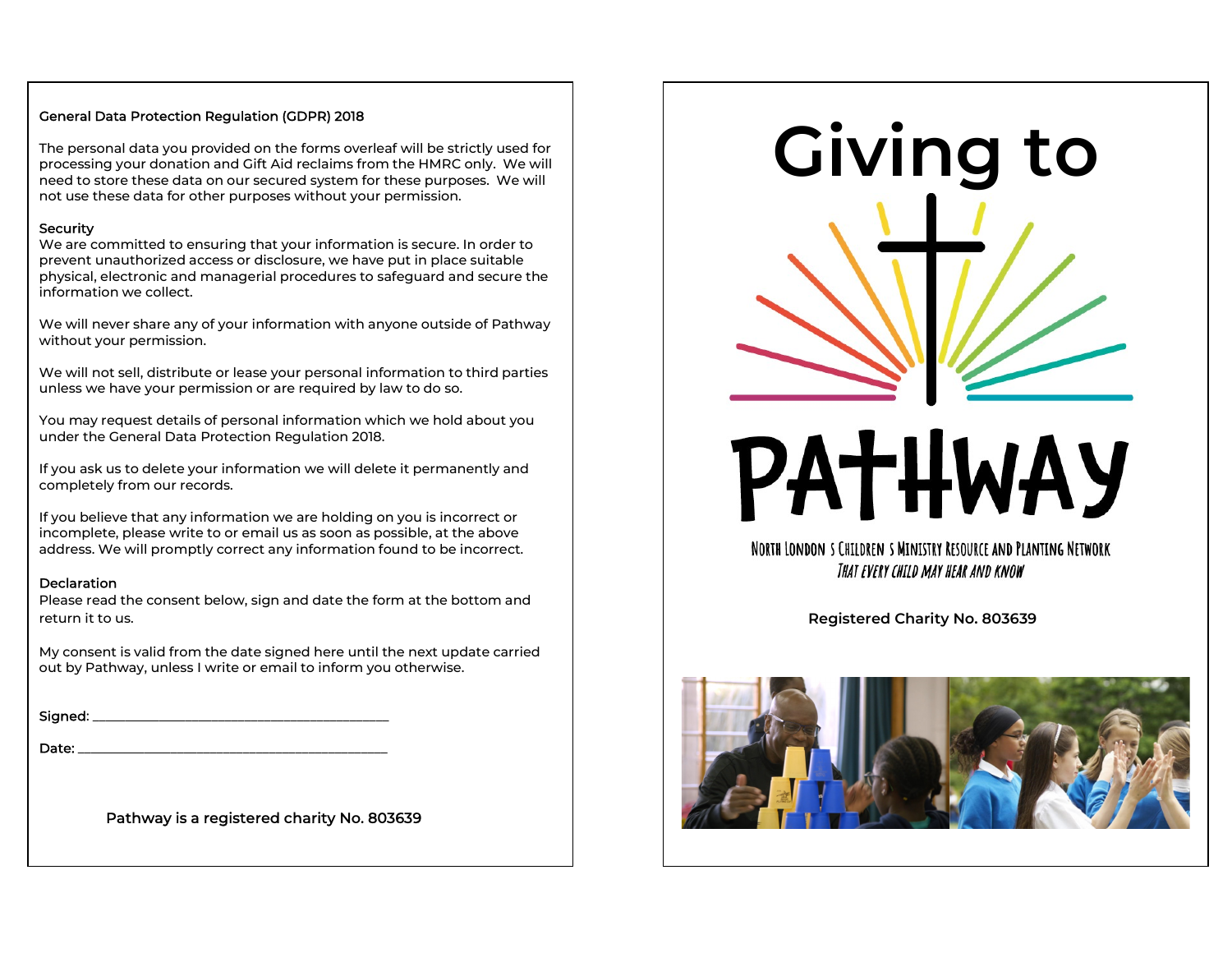## General Data Protection Regulation (GDPR) 2018

The personal data you provided on the forms overleaf will be strictly used for processing your donation and Gift Aid reclaims from the HMRC only. We will need to store these data on our secured system for these purposes. We will not use these data for other purposes without your permission.

### Security

We are committed to ensuring that your information is secure. In order to prevent unauthorized access or disclosure, we have put in place suitable physical, electronic and managerial procedures to safeguard and secure the information we collect.

We will never share any of your information with anyone outside of Pathway without your permission.

We will not sell, distribute or lease your personal information to third parties unless we have your permission or are required by law to do so.

You may request details of personal information which we hold about you under the General Data Protection Regulation 2018.

If you ask us to delete your information we will delete it permanently and completely from our records.

If you believe that any information we are holding on you is incorrect or incomplete, please write to or email us as soon as possible, at the above address. We will promptly correct any information found to be incorrect.

### Declaration

Please read the consent below, sign and date the form at the bottom and return it to us.

My consent is valid from the date signed here until the next update carried out by Pathway, unless I write or email to inform you otherwise.

Signed: ______________________________________

Date: ________________________________________

Pathway is a registered charity No. 803639

# Giving to PATHWAY

NORTH LONDON S CHILDREN S MINISTRY RESOURCE AND PLANTING NETWORK

*THAT EVERY CHILD MAY HEAR AND KNOW*

**Registered Charity No. 803639**